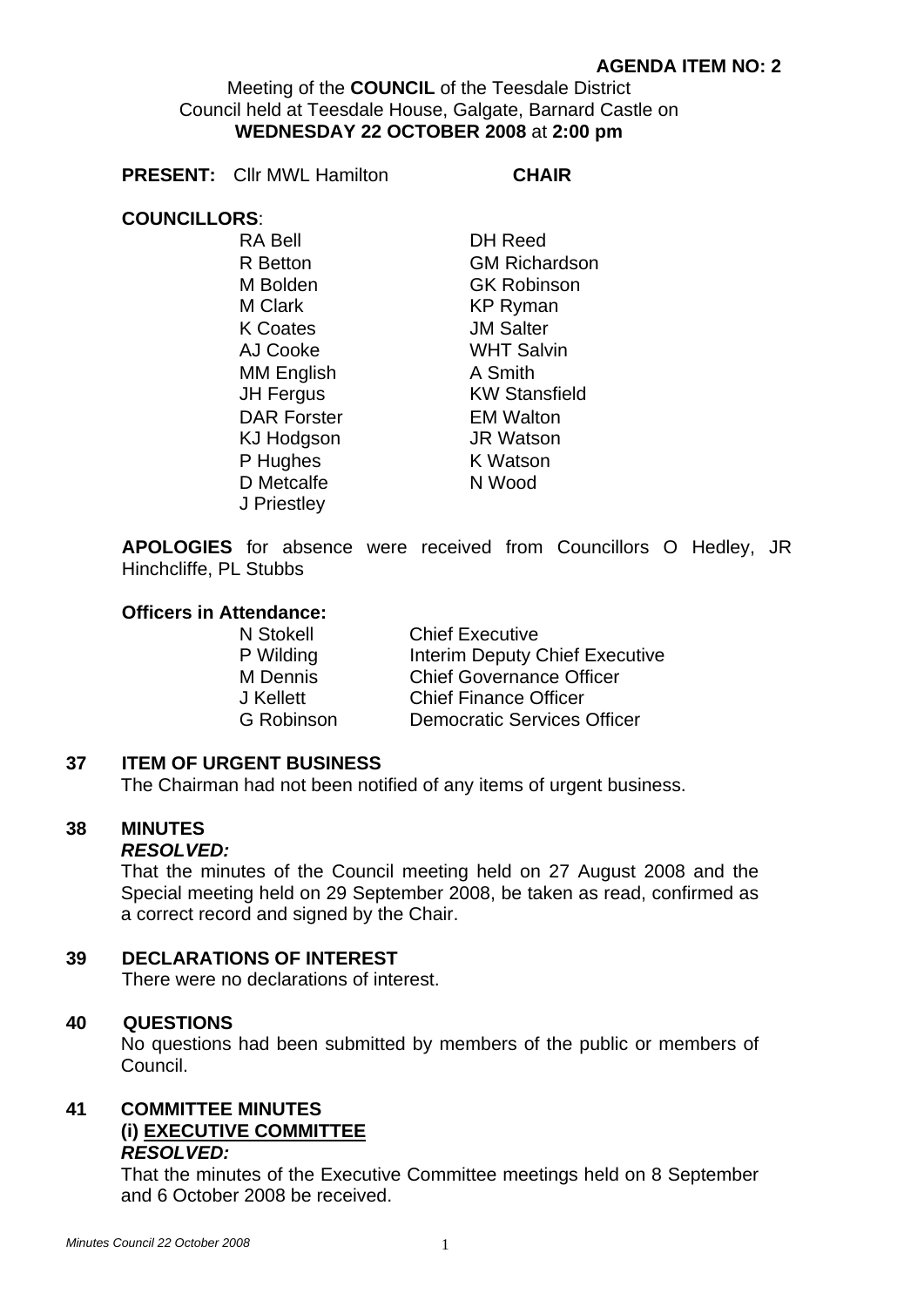**AGENDA ITEM NO: 2**

Meeting of the **COUNCIL** of the Teesdale District Council held at Teesdale House, Galgate, Barnard Castle on **WEDNESDAY 22 OCTOBER 2008** at **2:00 pm**

**PRESENT:** Cllr MWL Hamilton **CHAIR**

**COUNCILLORS**:

RA Bell
R Betton
M Bolden
M Clark
K Coates
AJ Cooke
MM English
JH Fergus
DAR Forster
KJ Hodgson
P Hughes
D Metcalfe
J Priestley
DH Reed
GM Richardson
GK Robinson
KP Ryman
JM Salter
WHT Salvin
A Smith
KW Stansfield
EM Walton
JR Watson
K Watson
N Wood

**APOLOGIES** for absence were received from Councillors O Hedley, JR Hinchcliffe, PL Stubbs

**Officers in Attendance:**

| | |
|---|---|
| N Stokell | Chief Executive |
| P Wilding | Interim Deputy Chief Executive |
| M Dennis | Chief Governance Officer |
| J Kellett | Chief Finance Officer |
| G Robinson | Democratic Services Officer |

## 37 ITEM OF URGENT BUSINESS

The Chairman had not been notified of any items of urgent business.

## 38 MINUTES

***RESOLVED:***

That the minutes of the Council meeting held on 27 August 2008 and the Special meeting held on 29 September 2008, be taken as read, confirmed as a correct record and signed by the Chair.

## 39 DECLARATIONS OF INTEREST

There were no declarations of interest.

## 40 QUESTIONS

No questions had been submitted by members of the public or members of Council.

## 41 COMMITTEE MINUTES

**(i) EXECUTIVE COMMITTEE**

***RESOLVED:***

That the minutes of the Executive Committee meetings held on 8 September and 6 October 2008 be received.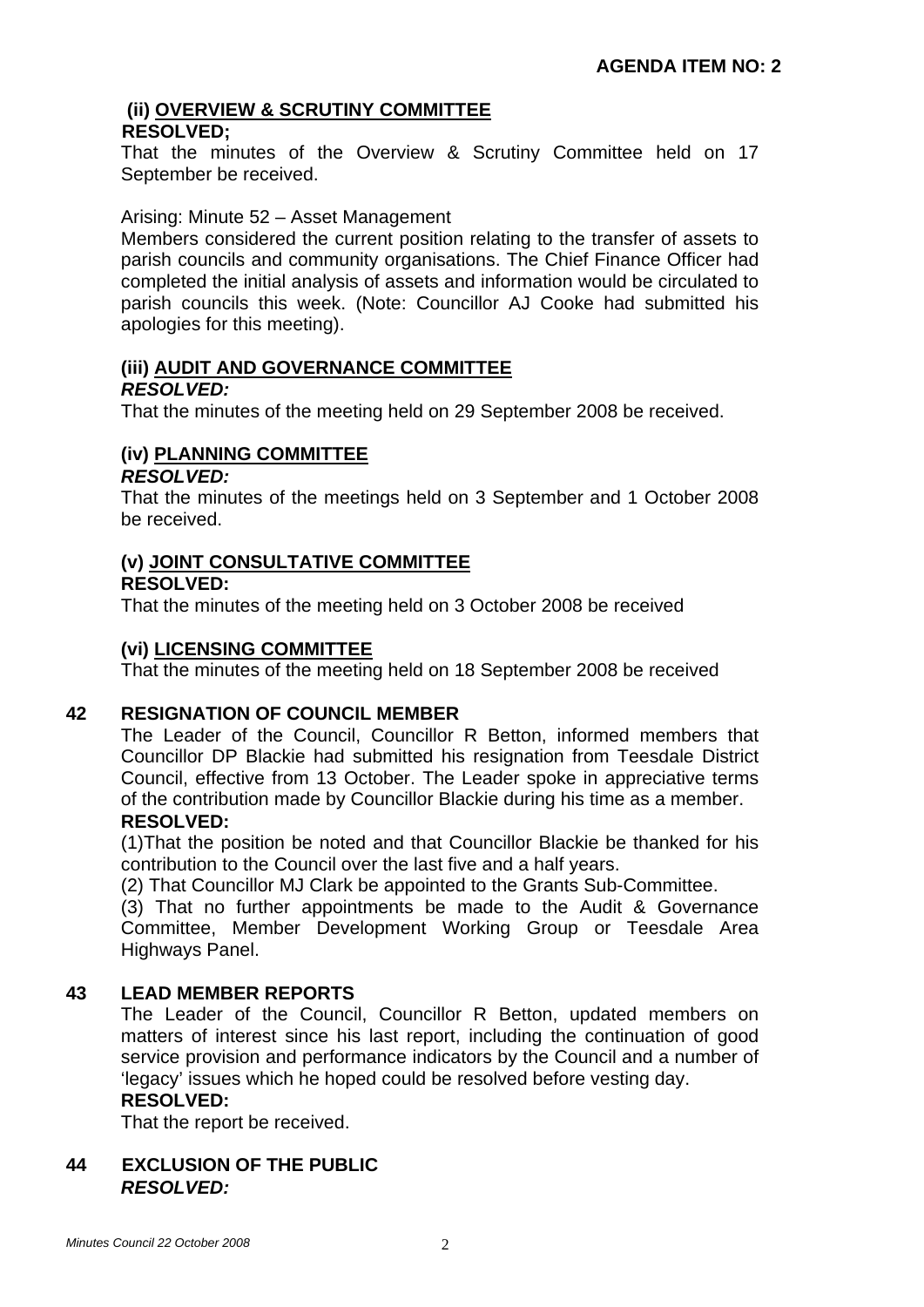**AGENDA ITEM NO: 2**

**(ii) <u>OVERVIEW & SCRUTINY COMMITTEE</u>**

**RESOLVED;**

That the minutes of the Overview & Scrutiny Committee held on 17 September be received.

Arising: Minute 52 – Asset Management

Members considered the current position relating to the transfer of assets to parish councils and community organisations. The Chief Finance Officer had completed the initial analysis of assets and information would be circulated to parish councils this week. (Note: Councillor AJ Cooke had submitted his apologies for this meeting).

**(iii) <u>AUDIT AND GOVERNANCE COMMITTEE</u>**

***RESOLVED:***

That the minutes of the meeting held on 29 September 2008 be received.

**(iv) <u>PLANNING COMMITTEE</u>**

***RESOLVED:***

That the minutes of the meetings held on 3 September and 1 October 2008 be received.

**(v) <u>JOINT CONSULTATIVE COMMITTEE</u>**

**RESOLVED:**

That the minutes of the meeting held on 3 October 2008 be received

**(vi) <u>LICENSING COMMITTEE</u>**

That the minutes of the meeting held on 18 September 2008 be received

## 42 RESIGNATION OF COUNCIL MEMBER

The Leader of the Council, Councillor R Betton, informed members that Councillor DP Blackie had submitted his resignation from Teesdale District Council, effective from 13 October. The Leader spoke in appreciative terms of the contribution made by Councillor Blackie during his time as a member.

**RESOLVED:**

(1)That the position be noted and that Councillor Blackie be thanked for his contribution to the Council over the last five and a half years.

(2) That Councillor MJ Clark be appointed to the Grants Sub-Committee.

(3) That no further appointments be made to the Audit & Governance Committee, Member Development Working Group or Teesdale Area Highways Panel.

## 43 LEAD MEMBER REPORTS

The Leader of the Council, Councillor R Betton, updated members on matters of interest since his last report, including the continuation of good service provision and performance indicators by the Council and a number of 'legacy' issues which he hoped could be resolved before vesting day.

**RESOLVED:**

That the report be received.

## 44 EXCLUSION OF THE PUBLIC

***RESOLVED:***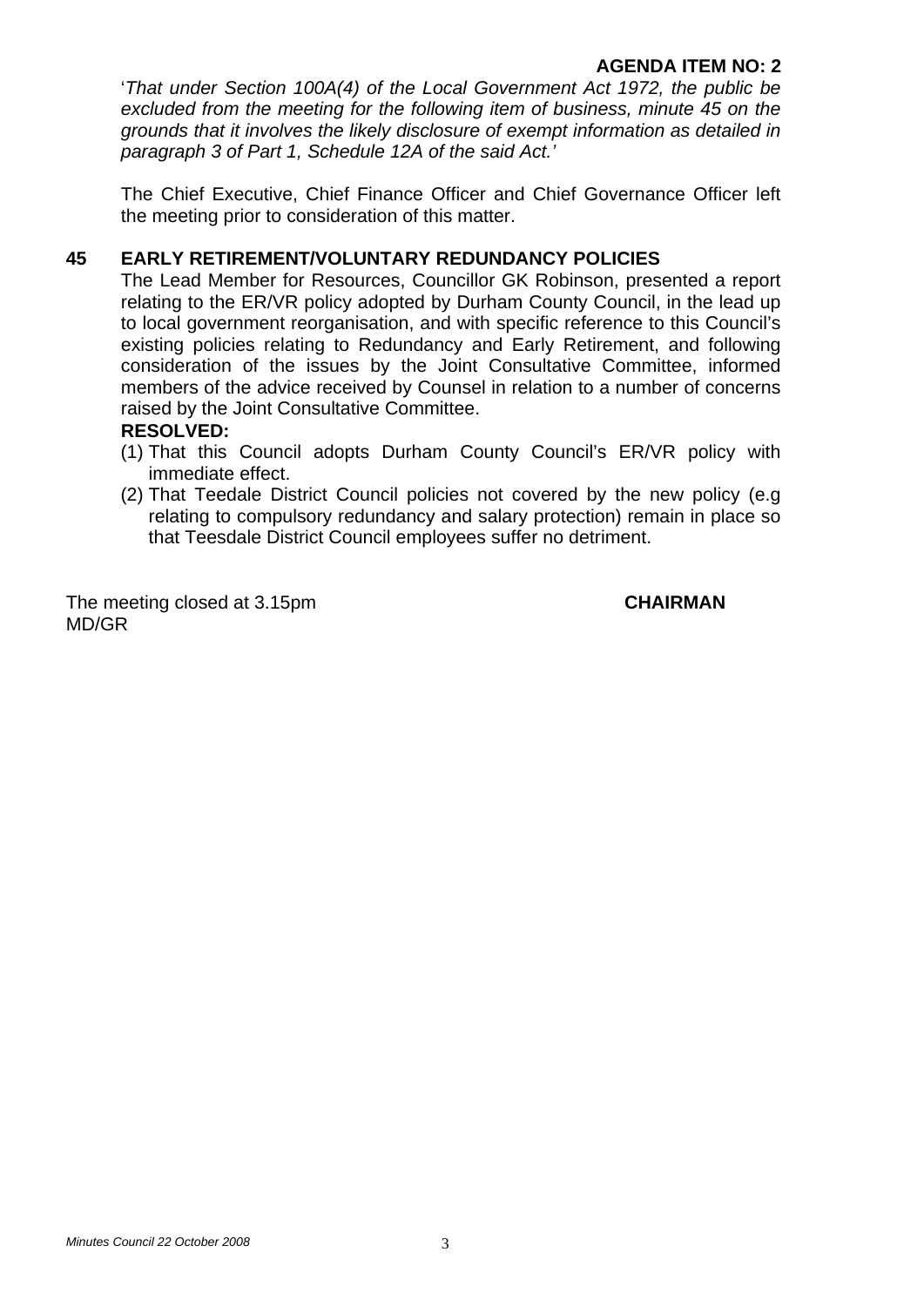**AGENDA ITEM NO: 2**

'*That under Section 100A(4) of the Local Government Act 1972, the public be excluded from the meeting for the following item of business, minute 45 on the grounds that it involves the likely disclosure of exempt information as detailed in paragraph 3 of Part 1, Schedule 12A of the said Act.'*

The Chief Executive, Chief Finance Officer and Chief Governance Officer left the meeting prior to consideration of this matter.

**45 EARLY RETIREMENT/VOLUNTARY REDUNDANCY POLICIES**

The Lead Member for Resources, Councillor GK Robinson, presented a report relating to the ER/VR policy adopted by Durham County Council, in the lead up to local government reorganisation, and with specific reference to this Council's existing policies relating to Redundancy and Early Retirement, and following consideration of the issues by the Joint Consultative Committee, informed members of the advice received by Counsel in relation to a number of concerns raised by the Joint Consultative Committee.

**RESOLVED:**

(1) That this Council adopts Durham County Council's ER/VR policy with immediate effect.

(2) That Teedale District Council policies not covered by the new policy (e.g relating to compulsory redundancy and salary protection) remain in place so that Teesdale District Council employees suffer no detriment.

The meeting closed at 3.15pm **CHAIRMAN**

MD/GR